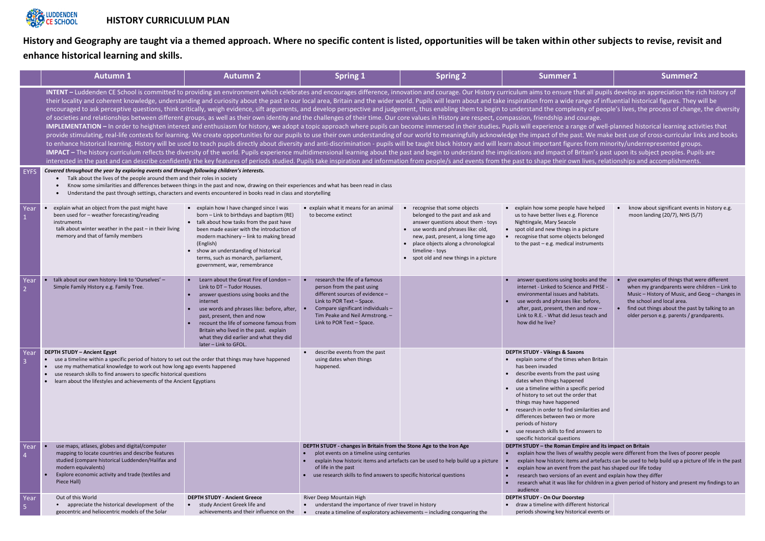# HISTORY CURRICULUM PLAN

**History and Geography are taught via a themed approach. Where no specific content is listed, opportunities will be taken within other subjects to revise, revisit and enhance historical learning and skills.**

| | Autumn 1 | Autumn 2 | Spring 1 | Spring 2 | Summer 1 | Summer2 |
|---|---|---|---|---|---|---|
| | **INTENT –** Luddenden CE School is committed to providing an environment which celebrates and encourages difference, innovation and courage. Our History curriculum aims to ensure that all pupils develop an appreciation the rich history of their locality and coherent knowledge, understanding and curiosity about the past in our local area, Britain and the wider world. Pupils will learn about and take inspiration from a wide range of influential historical figures. They will be encouraged to ask perceptive questions, think critically, weigh evidence, sift arguments, and develop perspective and judgement, thus enabling them to begin to understand the complexity of people's lives, the process of change, the diversity of societies and relationships between different groups, as well as their own identity and the challenges of their time. Our core values in History are respect, compassion, friendship and courage.<br>**IMPLEMENTATION –** In order to heighten interest and enthusiasm for history, we adopt a topic approach where pupils can become immersed in their studies. Pupils will experience a range of well-planned historical learning activities that provide stimulating, real-life contexts for learning. We create opportunities for our pupils to use their own understanding of our world to meaningfully acknowledge the impact of the past. We make best use of cross-curricular links and books to enhance historical learning. History will be used to teach pupils directly about diversity and anti-discrimination - pupils will be taught black history and will learn about important figures from minority/underrepresented groups.<br>**IMPACT –** The history curriculum reflects the diversity of the world. Pupils experience multidimensional learning about the past and begin to understand the implications and impact of Britain's past upon its subject peoples. Pupils are interested in the past and can describe confidently the key features of periods studied. Pupils take inspiration and information from people/s and events from the past to shape their own lives, relationships and accomplishments. | | | | | |
| EYFS | ***Covered throughout the year by exploring events and through following children's interests.***<br>• Talk about the lives of the people around them and their roles in society<br>• Know some similarities and differences between things in the past and now, drawing on their experiences and what has been read in class<br>• Understand the past through settings, characters and events encountered in books read in class and storytelling | | | | | |
| Year 1 | • explain what an object from the past might have been used for – weather forecasting/reading instruments<br>talk about winter weather in the past – in their living memory and that of family members | • explain how I have changed since I was born – Link to birthdays and baptism (RE)<br>• talk about how tasks from the past have been made easier with the introduction of modern machinery – link to making bread (English)<br>• show an understanding of historical terms, such as monarch, parliament, government, war, remembrance | • explain what it means for an animal to become extinct | • recognise that some objects belonged to the past and ask and answer questions about them - toys<br>• use words and phrases like: old, new, past, present, a long time ago<br>• place objects along a chronological timeline - toys<br>• spot old and new things in a picture | • explain how some people have helped us to have better lives e.g. Florence Nightingale, Mary Seacole<br>• spot old and new things in a picture<br>• recognise that some objects belonged to the past – e.g. medical instruments | • know about significant events in history e.g. moon landing (20/7), NHS (5/7) |
| Year 2 | • talk about our own history- link to 'Ourselves' – Simple Family History e.g. Family Tree. | • Learn about the Great Fire of London – Link to DT – Tudor Houses.<br>• answer questions using books and the internet<br>• use words and phrases like: before, after, past, present, then and now<br>• recount the life of someone famous from Britain who lived in the past. explain what they did earlier and what they did later – Link to GFOL. | • research the life of a famous person from the past using different sources of evidence – Link to POR Text – Space.<br>• Compare significant individuals – Tim Peake and Neil Armstrong. – Link to POR Text – Space. | | • answer questions using books and the internet - Linked to Science and PHSE - environmental issues and habitats.<br>• use words and phrases like: before, after, past, present, then and now – Link to R.E. - What did Jesus teach and how did he live? | • give examples of things that were different when my grandparents were children – Link to Music – History of Music, and Geog – changes in the school and local area.<br>• find out things about the past by talking to an older person e.g. parents / grandparents. |
| Year 3 | **DEPTH STUDY – Ancient Egypt**<br>• use a timeline within a specific period of history to set out the order that things may have happened<br>• use my mathematical knowledge to work out how long ago events happened<br>• use research skills to find answers to specific historical questions<br>• learn about the lifestyles and achievements of the Ancient Egyptians | | • describe events from the past using dates when things happened. | | **DEPTH STUDY - Vikings & Saxons**<br>• explain some of the times when Britain has been invaded<br>• describe events from the past using dates when things happened<br>• use a timeline within a specific period of history to set out the order that things may have happened<br>• research in order to find similarities and differences between two or more periods of history<br>• use research skills to find answers to specific historical questions | |
| Year 4 | • use maps, atlases, globes and digital/computer mapping to locate countries and describe features studied (compare historical Luddenden/Halifax and modern equivalents)<br>• Explore economic activity and trade (textiles and Piece Hall) | | **DEPTH STUDY - changes in Britain from the Stone Age to the Iron Age**<br>• plot events on a timeline using centuries<br>• explain how historic items and artefacts can be used to help build up a picture of life in the past<br>• use research skills to find answers to specific historical questions | | **DEPTH STUDY – the Roman Empire and its impact on Britain**<br>• explain how the lives of wealthy people were different from the lives of poorer people<br>• explain how historic items and artefacts can be used to help build up a picture of life in the past<br>• explain how an event from the past has shaped our life today<br>• research two versions of an event and explain how they differ<br>• research what it was like for children in a given period of history and present my findings to an audience | |
| Year 5 | Out of this World<br>• appreciate the historical development of the geocentric and heliocentric models of the Solar | **DEPTH STUDY - Ancient Greece**<br>• study Ancient Greek life and achievements and their influence on the | River Deep Mountain High<br>• understand the importance of river travel in history<br>• create a timeline of exploratory achievements – including conquering the | | **DEPTH STUDY - On Our Doorstep**<br>• draw a timeline with different historical periods showing key historical events or | |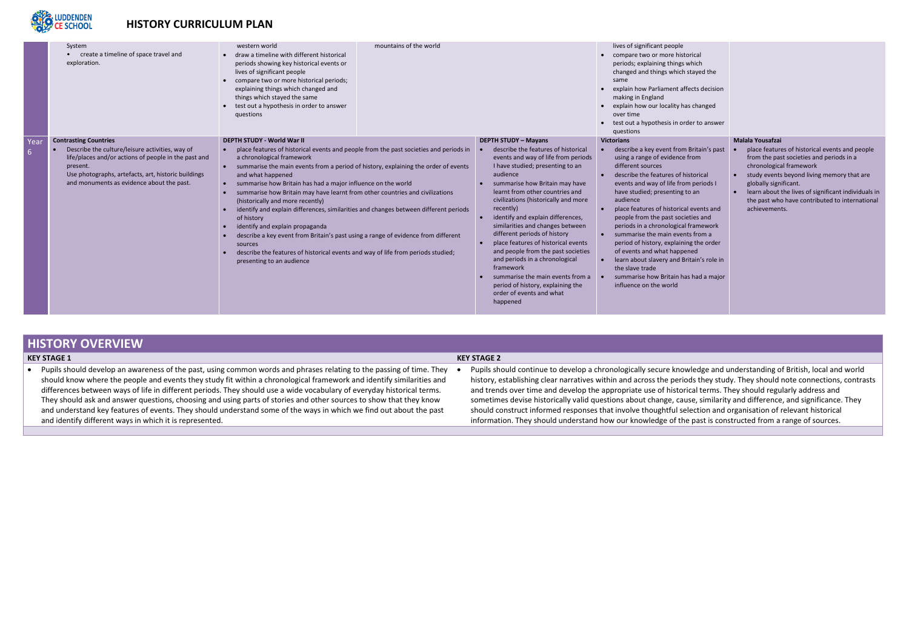| | | | | | | |
|---|---|---|---|---|---|---|
| | System<br>• create a timeline of space travel and exploration. | western world<br>• draw a timeline with different historical periods showing key historical events or lives of significant people<br>• compare two or more historical periods; explaining things which changed and things which stayed the same<br>• test out a hypothesis in order to answer questions | mountains of the world | | lives of significant people<br>• compare two or more historical periods; explaining things which changed and things which stayed the same<br>• explain how Parliament affects decision making in England<br>• explain how our locality has changed over time<br>• test out a hypothesis in order to answer questions | |
| Year 6 | **Contrasting Countries**<br>• Describe the culture/leisure activities, way of life/places and/or actions of people in the past and present.<br>Use photographs, artefacts, art, historic buildings and monuments as evidence about the past. | **DEPTH STUDY - World War II**<br>• place features of historical events and people from the past societies and periods in a chronological framework<br>• summarise the main events from a period of history, explaining the order of events and what happened<br>• summarise how Britain has had a major influence on the world<br>• summarise how Britain may have learnt from other countries and civilizations (historically and more recently)<br>• identify and explain differences, similarities and changes between different periods of history<br>• identify and explain propaganda<br>• describe a key event from Britain's past using a range of evidence from different sources<br>• describe the features of historical events and way of life from periods studied; presenting to an audience | | **DEPTH STUDY – Mayans**<br>• describe the features of historical events and way of life from periods I have studied; presenting to an audience<br>• summarise how Britain may have learnt from other countries and civilizations (historically and more recently)<br>• identify and explain differences, similarities and changes between different periods of history<br>• place features of historical events and people from the past societies and periods in a chronological framework<br>• summarise the main events from a period of history, explaining the order of events and what happened | **Victorians**<br>• describe a key event from Britain's past using a range of evidence from different sources<br>• describe the features of historical events and way of life from periods I have studied; presenting to an audience<br>• place features of historical events and people from the past societies and periods in a chronological framework<br>• summarise the main events from a period of history, explaining the order of events and what happened<br>• learn about slavery and Britain's role in the slave trade<br>• summarise how Britain has had a major influence on the world | **Malala Yousafzai**<br>• place features of historical events and people from the past societies and periods in a chronological framework<br>• study events beyond living memory that are globally significant.<br>• learn about the lives of significant individuals in the past who have contributed to international achievements. |

## HISTORY OVERVIEW

| KEY STAGE 1 | KEY STAGE 2 |
|---|---|
| • Pupils should develop an awareness of the past, using common words and phrases relating to the passing of time. They should know where the people and events they study fit within a chronological framework and identify similarities and differences between ways of life in different periods. They should use a wide vocabulary of everyday historical terms. They should ask and answer questions, choosing and using parts of stories and other sources to show that they know and understand key features of events. They should understand some of the ways in which we find out about the past and identify different ways in which it is represented. | • Pupils should continue to develop a chronologically secure knowledge and understanding of British, local and world history, establishing clear narratives within and across the periods they study. They should note connections, contrasts and trends over time and develop the appropriate use of historical terms. They should regularly address and sometimes devise historically valid questions about change, cause, similarity and difference, and significance. They should construct informed responses that involve thoughtful selection and organisation of relevant historical information. They should understand how our knowledge of the past is constructed from a range of sources. |